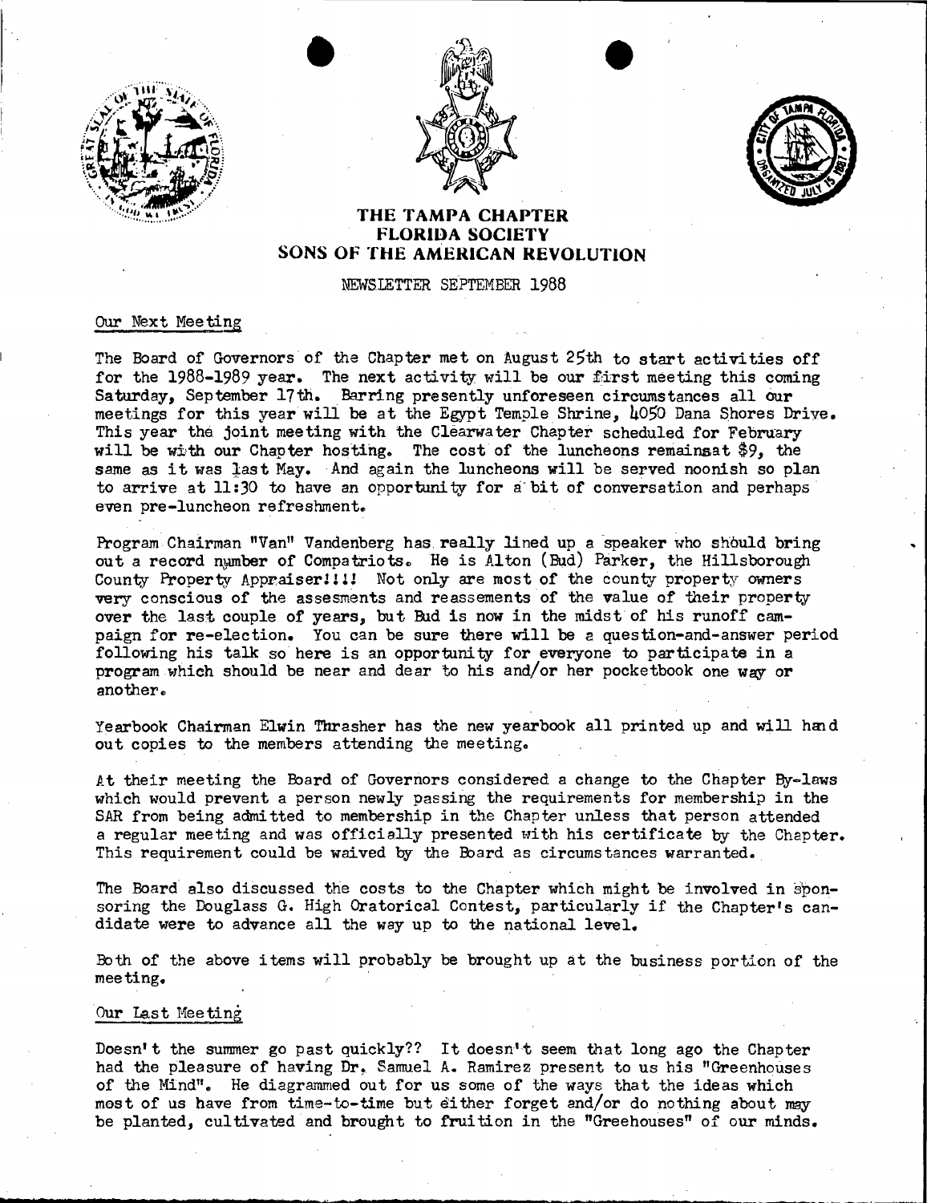# THE TAMPA CHAPTER
# FLORIDA SOCIETY
# SONS OF THE AMERICAN REVOLUTION

NEWSLETTER SEPTEMBER 1988

## Our Next Meeting

The Board of Governors of the Chapter met on August 25th to start activities off for the 1988-1989 year. The next activity will be our first meeting this coming Saturday, September 17th. Barring presently unforeseen circumstances all our meetings for this year will be at the Egypt Temple Shrine, 4050 Dana Shores Drive. This year the joint meeting with the Clearwater Chapter scheduled for February will be with our Chapter hosting. The cost of the luncheons remainsat $9, the same as it was last May. And again the luncheons will be served noonish so plan to arrive at 11:30 to have an opportunity for a bit of conversation and perhaps even pre-luncheon refreshment.

Program Chairman "Van" Vandenberg has really lined up a speaker who should bring out a record number of Compatriots. He is Alton (Bud) Parker, the Hillsborough County Property Appraiser!!!! Not only are most of the county property owners very conscious of the assesments and reassements of the value of their property over the last couple of years, but Bud is now in the midst of his runoff campaign for re-election. You can be sure there will be a question-and-answer period following his talk so here is an opportunity for everyone to participate in a program which should be near and dear to his and/or her pocketbook one way or another.

Yearbook Chairman Elwin Thrasher has the new yearbook all printed up and will hand out copies to the members attending the meeting.

At their meeting the Board of Governors considered a change to the Chapter By-laws which would prevent a person newly passing the requirements for membership in the SAR from being admitted to membership in the Chapter unless that person attended a regular meeting and was officially presented with his certificate by the Chapter. This requirement could be waived by the Board as circumstances warranted.

The Board also discussed the costs to the Chapter which might be involved in sponsoring the Douglass G. High Oratorical Contest, particularly if the Chapter's candidate were to advance all the way up to the national level.

Both of the above items will probably be brought up at the business portion of the meeting.

## Our Last Meeting

Doesn't the summer go past quickly?? It doesn't seem that long ago the Chapter had the pleasure of having Dr. Samuel A. Ramirez present to us his "Greenhouses of the Mind". He diagrammed out for us some of the ways that the ideas which most of us have from time-to-time but either forget and/or do nothing about may be planted, cultivated and brought to fruition in the "Greehouses" of our minds.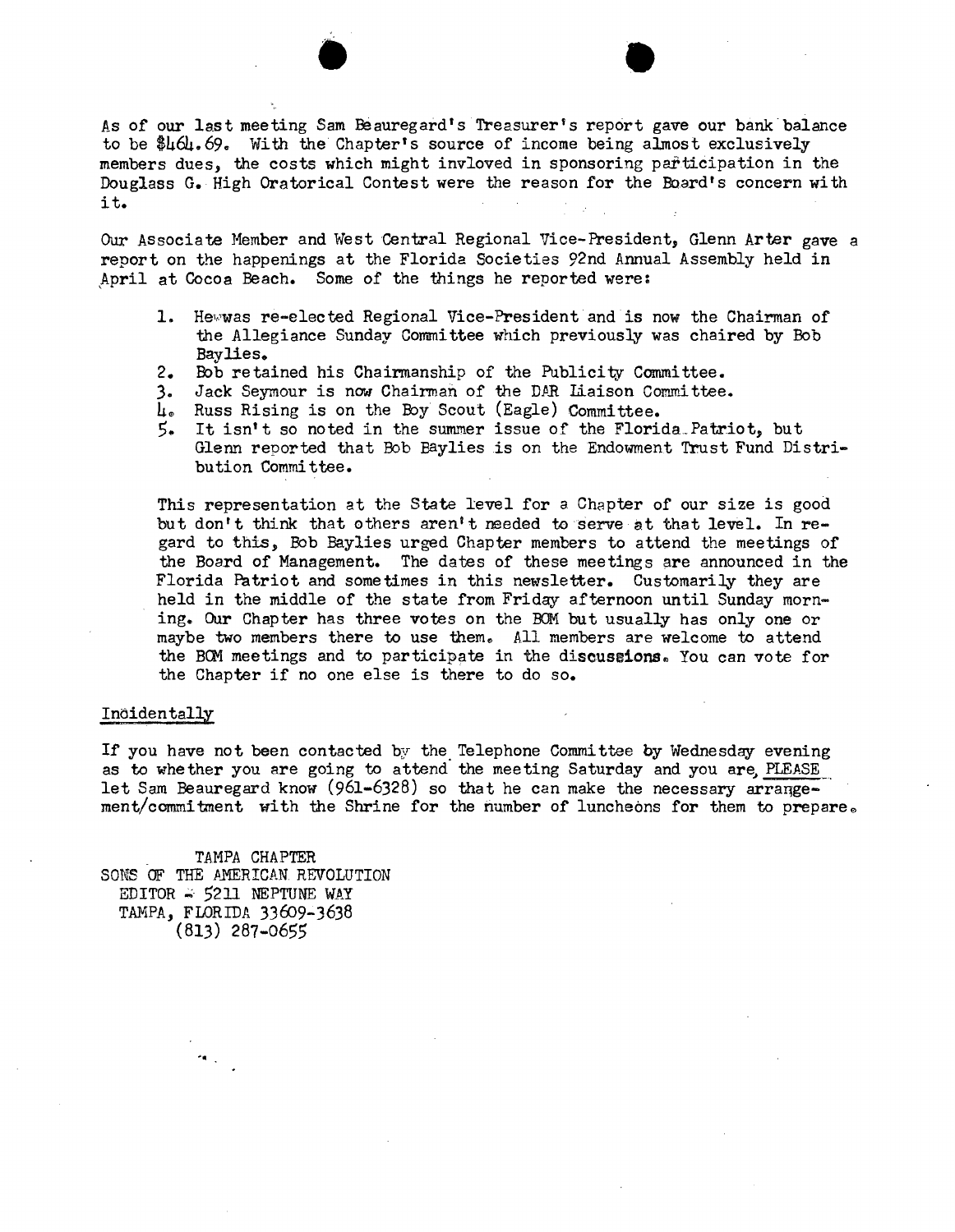As of our last meeting Sam Beauregard's Treasurer's report gave our bank balance to be $464.69. With the Chapter's source of income being almost exclusively members dues, the costs which might invloved in sponsoring participation in the Douglass G. High Oratorical Contest were the reason for the Board's concern with it.

Our Associate Member and West Central Regional Vice-President, Glenn Arter gave a report on the happenings at the Florida Societies 92nd Annual Assembly held in April at Cocoa Beach. Some of the things he reported were:

1. He was re-elected Regional Vice-President and is now the Chairman of the Allegiance Sunday Committee which previously was chaired by Bob Baylies.
2. Bob retained his Chairmanship of the Publicity Committee.
3. Jack Seymour is now Chairman of the DAR Liaison Committee.
4. Russ Rising is on the Boy Scout (Eagle) Committee.
5. It isn't so noted in the summer issue of the Florida Patriot, but Glenn reported that Bob Baylies is on the Endowment Trust Fund Distribution Committee.

This representation at the State level for a Chapter of our size is good but don't think that others aren't needed to serve at that level. In regard to this, Bob Baylies urged Chapter members to attend the meetings of the Board of Management. The dates of these meetings are announced in the Florida Patriot and sometimes in this newsletter. Customarily they are held in the middle of the state from Friday afternoon until Sunday morning. Our Chapter has three votes on the BOM but usually has only one or maybe two members there to use them. All members are welcome to attend the BOM meetings and to participate in the discussions. You can vote for the Chapter if no one else is there to do so.

Incidentally

If you have not been contacted by the Telephone Committee by Wednesday evening as to whether you are going to attend the meeting Saturday and you are, PLEASE let Sam Beauregard know (961-6328) so that he can make the necessary arrangement/commitment with the Shrine for the number of luncheons for them to prepare.

TAMPA CHAPTER  
SONS OF THE AMERICAN REVOLUTION  
EDITOR - 5211 NEPTUNE WAY  
TAMPA, FLORIDA 33609-3638  
(813) 287-0655